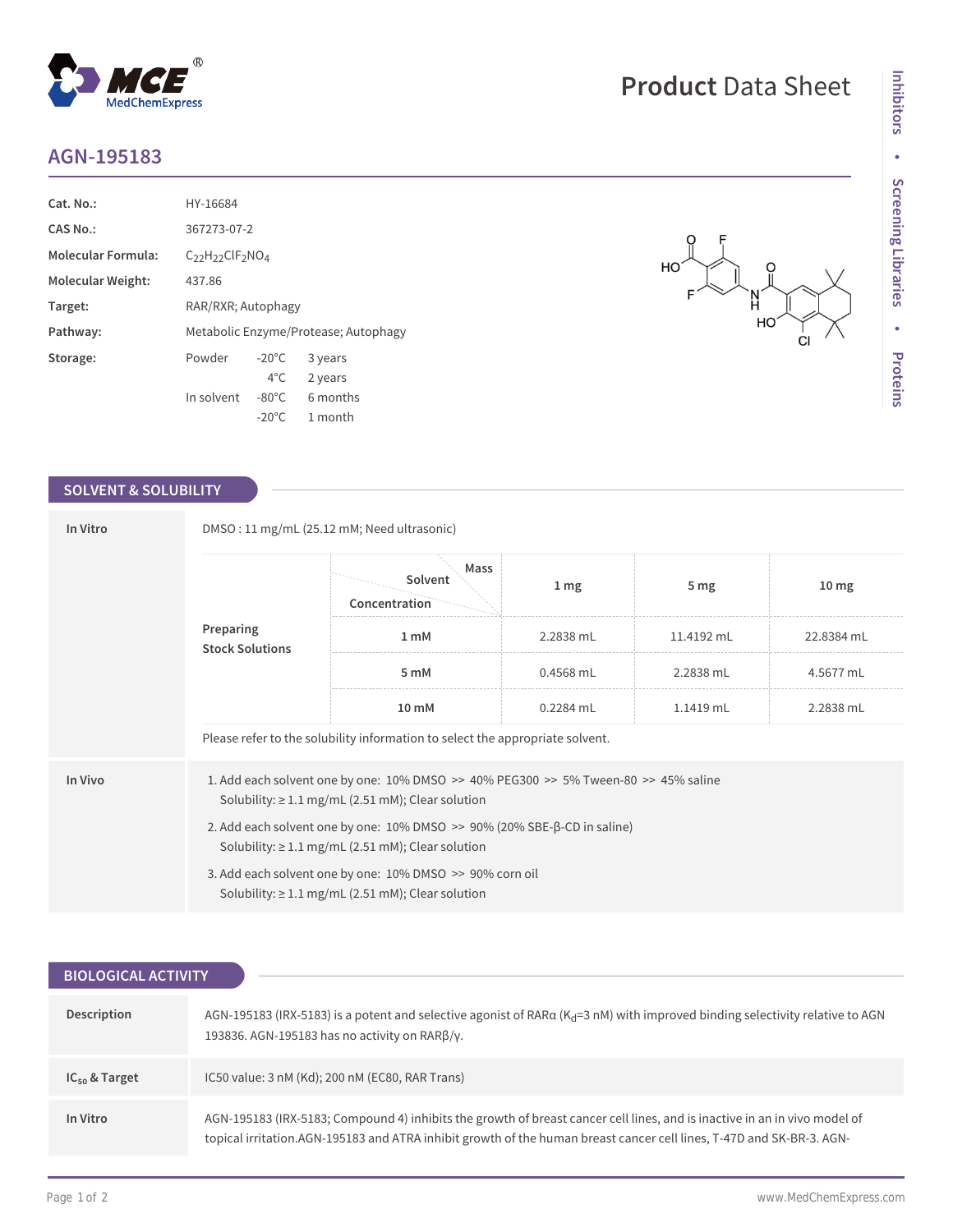# AGN-195183

| | |
|---|---|
| **Cat. No.:** | HY-16684 |
| **CAS No.:** | 367273-07-2 |
| **Molecular Formula:** | $C_{22}H_{22}ClF_2NO_4$ |
| **Molecular Weight:** | 437.86 |
| **Target:** | RAR/RXR; Autophagy |
| **Pathway:** | Metabolic Enzyme/Protease; Autophagy |
| **Storage:** | Powder -20°C 3 years; 4°C 2 years; In solvent -80°C 6 months; -20°C 1 month |

## SOLVENT & SOLUBILITY

**In Vitro**

DMSO : 11 mg/mL (25.12 mM; Need ultrasonic)

**Preparing Stock Solutions**

| Concentration \ Solvent \ Mass | 1 mg | 5 mg | 10 mg |
|---|---|---|---|
| 1 mM | 2.2838 mL | 11.4192 mL | 22.8384 mL |
| 5 mM | 0.4568 mL | 2.2838 mL | 4.5677 mL |
| 10 mM | 0.2284 mL | 1.1419 mL | 2.2838 mL |

Please refer to the solubility information to select the appropriate solvent.

**In Vivo**

1. Add each solvent one by one: 10% DMSO >> 40% PEG300 >> 5% Tween-80 >> 45% saline
   Solubility: ≥ 1.1 mg/mL (2.51 mM); Clear solution
2. Add each solvent one by one: 10% DMSO >> 90% (20% SBE-β-CD in saline)
   Solubility: ≥ 1.1 mg/mL (2.51 mM); Clear solution
3. Add each solvent one by one: 10% DMSO >> 90% corn oil
   Solubility: ≥ 1.1 mg/mL (2.51 mM); Clear solution

## BIOLOGICAL ACTIVITY

**Description**

AGN-195183 (IRX-5183) is a potent and selective agonist of RARα ($K_d$=3 nM) with improved binding selectivity relative to AGN 193836. AGN-195183 has no activity on RARβ/γ.

**$IC_{50}$ & Target**

IC50 value: 3 nM (Kd); 200 nM (EC80, RAR Trans)

**In Vitro**

AGN-195183 (IRX-5183; Compound 4) inhibits the growth of breast cancer cell lines, and is inactive in an in vivo model of topical irritation.AGN-195183 and ATRA inhibit growth of the human breast cancer cell lines, T-47D and SK-BR-3. AGN-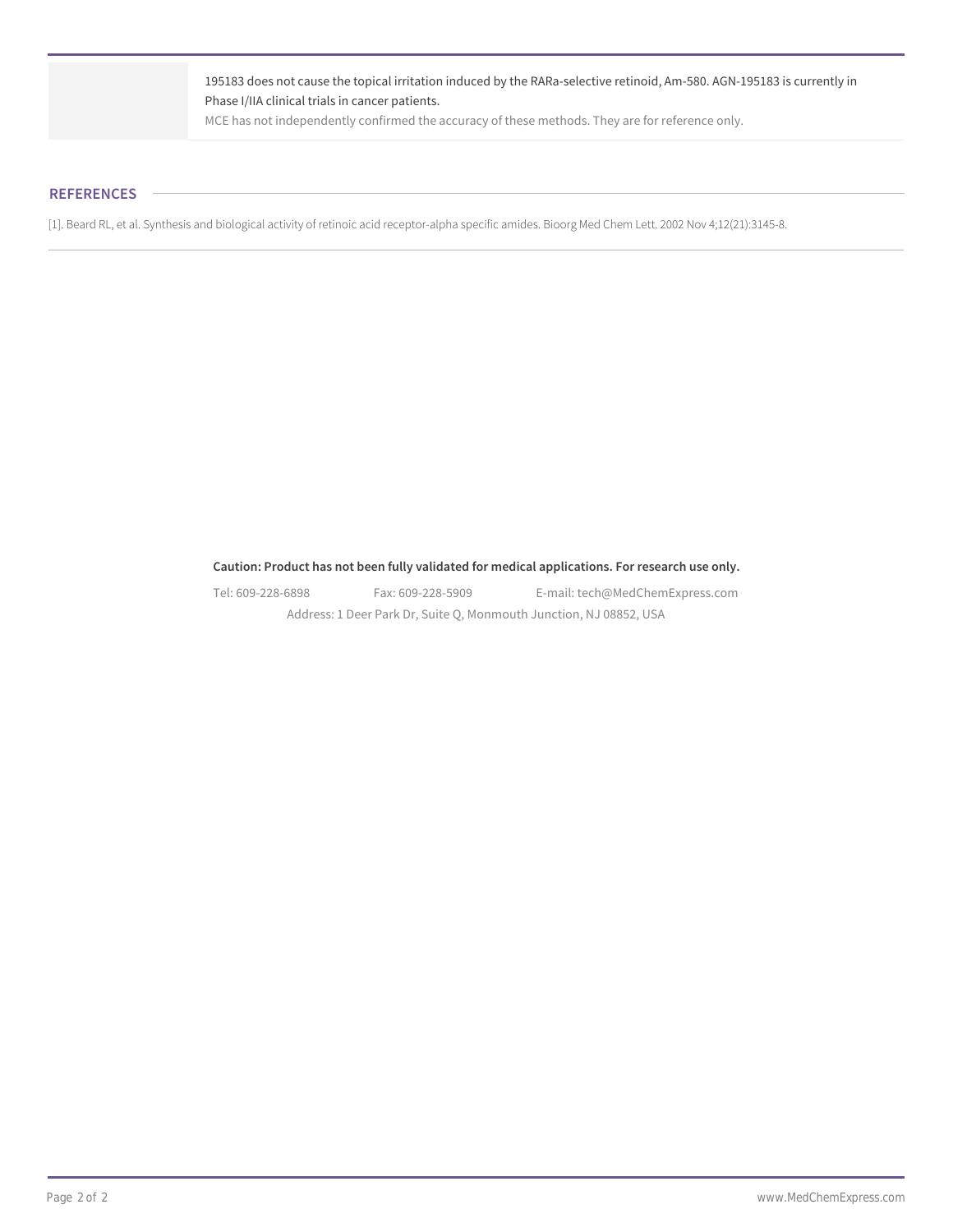195183 does not cause the topical irritation induced by the RARa-selective retinoid, Am-580. AGN-195183 is currently in Phase I/IIA clinical trials in cancer patients.

MCE has not independently confirmed the accuracy of these methods. They are for reference only.

## REFERENCES

[1]. Beard RL, et al. Synthesis and biological activity of retinoic acid receptor-alpha specific amides. Bioorg Med Chem Lett. 2002 Nov 4;12(21):3145-8.

**Caution: Product has not been fully validated for medical applications. For research use only.**

Tel: 609-228-6898 Fax: 609-228-5909 E-mail: tech@MedChemExpress.com

Address: 1 Deer Park Dr, Suite Q, Monmouth Junction, NJ 08852, USA